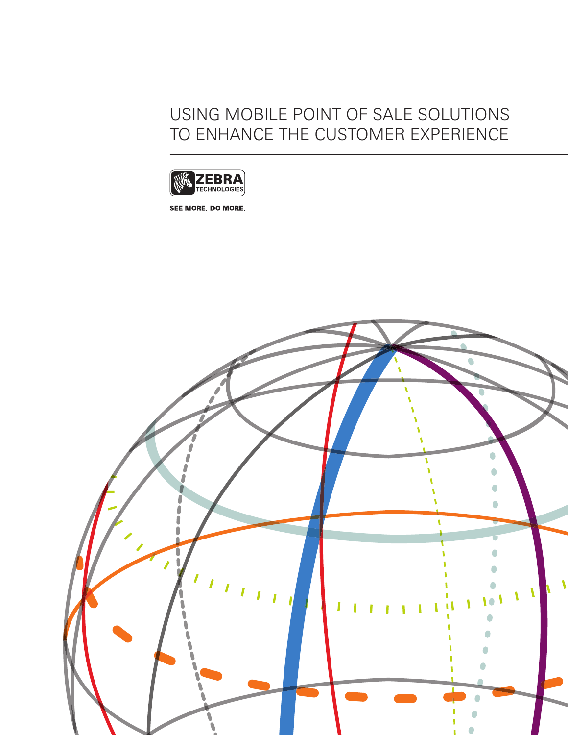# USING MOBILE POINT OF SALE SOLUTIONS TO ENHANCE THE CUSTOMER EXPERIENCE

ZEBRA TECHNOLOGIES

SEE MORE. DO MORE.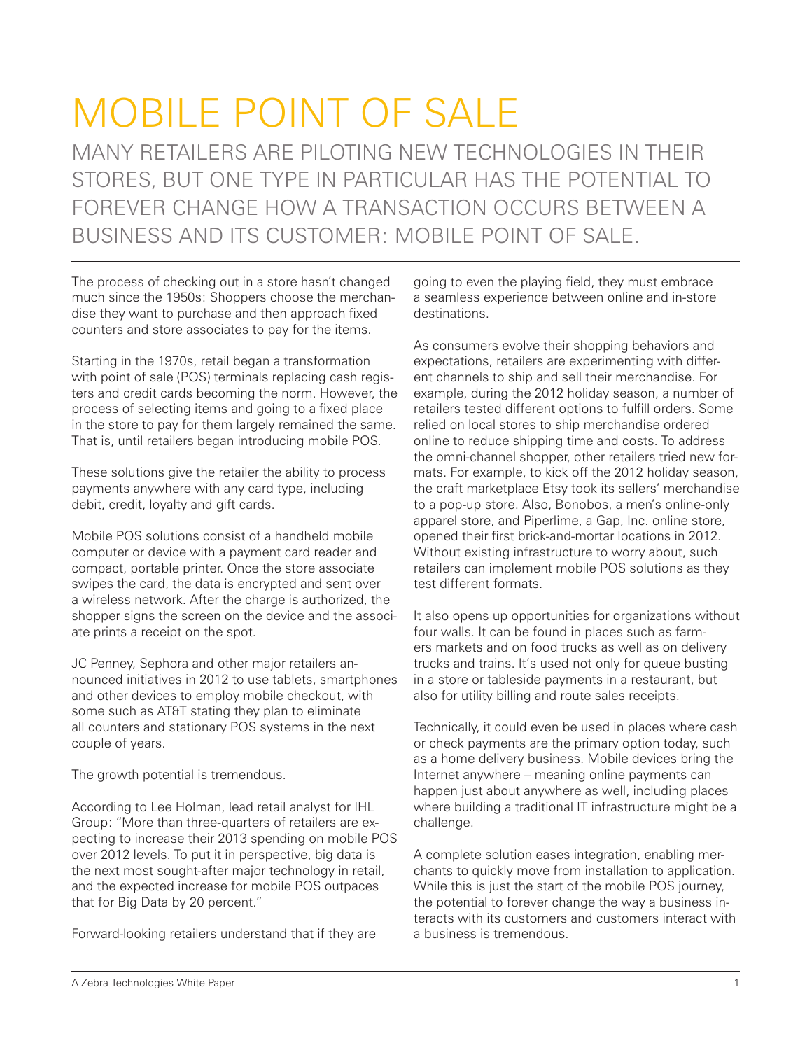# MOBILE POINT OF SALE

## MANY RETAILERS ARE PILOTING NEW TECHNOLOGIES IN THEIR STORES, BUT ONE TYPE IN PARTICULAR HAS THE POTENTIAL TO FOREVER CHANGE HOW A TRANSACTION OCCURS BETWEEN A BUSINESS AND ITS CUSTOMER: MOBILE POINT OF SALE.

The process of checking out in a store hasn't changed much since the 1950s: Shoppers choose the merchandise they want to purchase and then approach fixed counters and store associates to pay for the items.

Starting in the 1970s, retail began a transformation with point of sale (POS) terminals replacing cash registers and credit cards becoming the norm. However, the process of selecting items and going to a fixed place in the store to pay for them largely remained the same. That is, until retailers began introducing mobile POS.

These solutions give the retailer the ability to process payments anywhere with any card type, including debit, credit, loyalty and gift cards.

Mobile POS solutions consist of a handheld mobile computer or device with a payment card reader and compact, portable printer. Once the store associate swipes the card, the data is encrypted and sent over a wireless network. After the charge is authorized, the shopper signs the screen on the device and the associate prints a receipt on the spot.

JC Penney, Sephora and other major retailers announced initiatives in 2012 to use tablets, smartphones and other devices to employ mobile checkout, with some such as AT&T stating they plan to eliminate all counters and stationary POS systems in the next couple of years.

The growth potential is tremendous.

According to Lee Holman, lead retail analyst for IHL Group: "More than three-quarters of retailers are expecting to increase their 2013 spending on mobile POS over 2012 levels. To put it in perspective, big data is the next most sought-after major technology in retail, and the expected increase for mobile POS outpaces that for Big Data by 20 percent."

Forward-looking retailers understand that if they are going to even the playing field, they must embrace a seamless experience between online and in-store destinations.

As consumers evolve their shopping behaviors and expectations, retailers are experimenting with different channels to ship and sell their merchandise. For example, during the 2012 holiday season, a number of retailers tested different options to fulfill orders. Some relied on local stores to ship merchandise ordered online to reduce shipping time and costs. To address the omni-channel shopper, other retailers tried new formats. For example, to kick off the 2012 holiday season, the craft marketplace Etsy took its sellers' merchandise to a pop-up store. Also, Bonobos, a men's online-only apparel store, and Piperlime, a Gap, Inc. online store, opened their first brick-and-mortar locations in 2012. Without existing infrastructure to worry about, such retailers can implement mobile POS solutions as they test different formats.

It also opens up opportunities for organizations without four walls. It can be found in places such as farmers markets and on food trucks as well as on delivery trucks and trains. It's used not only for queue busting in a store or tableside payments in a restaurant, but also for utility billing and route sales receipts.

Technically, it could even be used in places where cash or check payments are the primary option today, such as a home delivery business. Mobile devices bring the Internet anywhere – meaning online payments can happen just about anywhere as well, including places where building a traditional IT infrastructure might be a challenge.

A complete solution eases integration, enabling merchants to quickly move from installation to application. While this is just the start of the mobile POS journey, the potential to forever change the way a business interacts with its customers and customers interact with a business is tremendous.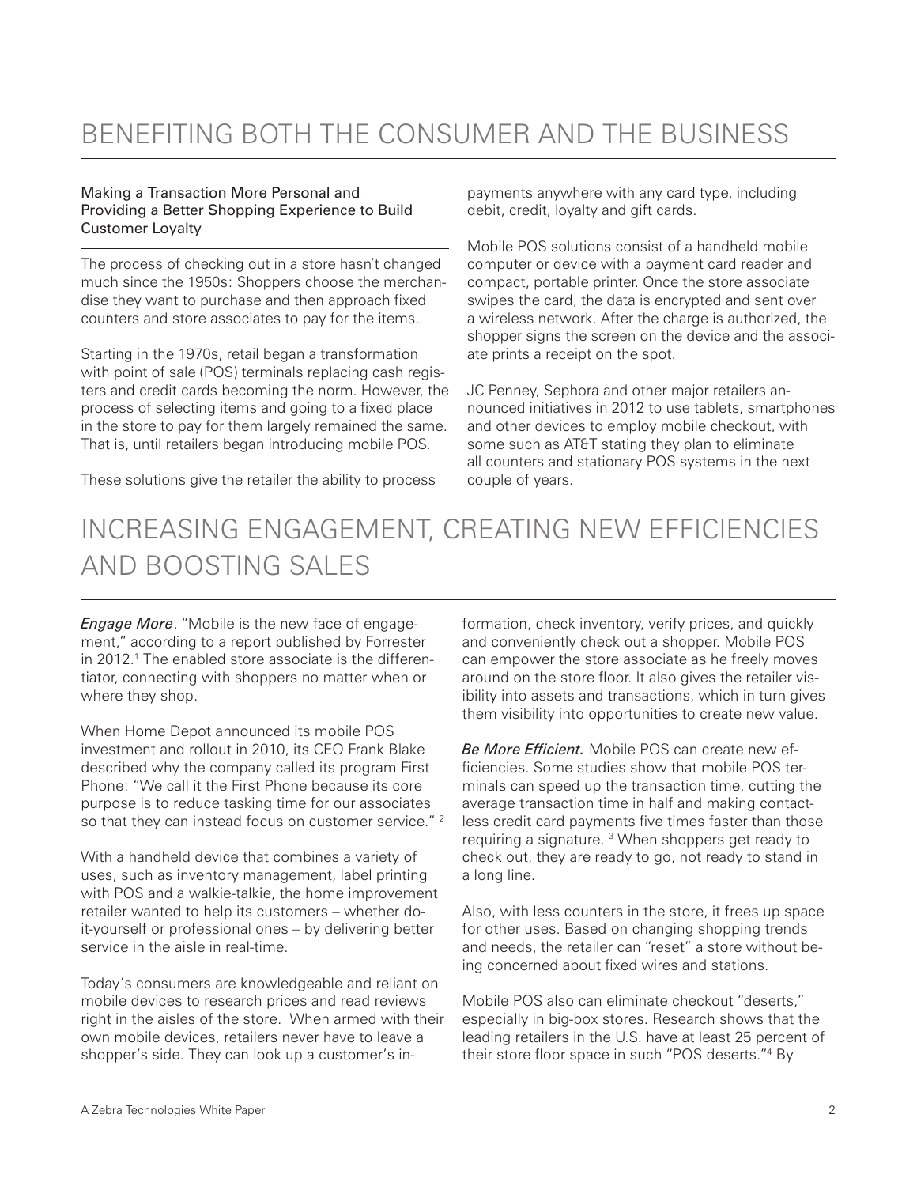# BENEFITING BOTH THE CONSUMER AND THE BUSINESS

### Making a Transaction More Personal and Providing a Better Shopping Experience to Build Customer Loyalty

The process of checking out in a store hasn't changed much since the 1950s: Shoppers choose the merchandise they want to purchase and then approach fixed counters and store associates to pay for the items.

Starting in the 1970s, retail began a transformation with point of sale (POS) terminals replacing cash registers and credit cards becoming the norm. However, the process of selecting items and going to a fixed place in the store to pay for them largely remained the same. That is, until retailers began introducing mobile POS.

These solutions give the retailer the ability to process payments anywhere with any card type, including debit, credit, loyalty and gift cards.

Mobile POS solutions consist of a handheld mobile computer or device with a payment card reader and compact, portable printer. Once the store associate swipes the card, the data is encrypted and sent over a wireless network. After the charge is authorized, the shopper signs the screen on the device and the associate prints a receipt on the spot.

JC Penney, Sephora and other major retailers announced initiatives in 2012 to use tablets, smartphones and other devices to employ mobile checkout, with some such as AT&T stating they plan to eliminate all counters and stationary POS systems in the next couple of years.

# INCREASING ENGAGEMENT, CREATING NEW EFFICIENCIES AND BOOSTING SALES

*Engage More*. "Mobile is the new face of engagement," according to a report published by Forrester in 2012.[1] The enabled store associate is the differentiator, connecting with shoppers no matter when or where they shop.

When Home Depot announced its mobile POS investment and rollout in 2010, its CEO Frank Blake described why the company called its program First Phone: "We call it the First Phone because its core purpose is to reduce tasking time for our associates so that they can instead focus on customer service." [2]

With a handheld device that combines a variety of uses, such as inventory management, label printing with POS and a walkie-talkie, the home improvement retailer wanted to help its customers – whether do-it-yourself or professional ones – by delivering better service in the aisle in real-time.

Today's consumers are knowledgeable and reliant on mobile devices to research prices and read reviews right in the aisles of the store. When armed with their own mobile devices, retailers never have to leave a shopper's side. They can look up a customer's information, check inventory, verify prices, and quickly and conveniently check out a shopper. Mobile POS can empower the store associate as he freely moves around on the store floor. It also gives the retailer visibility into assets and transactions, which in turn gives them visibility into opportunities to create new value.

*Be More Efficient.* Mobile POS can create new efficiencies. Some studies show that mobile POS terminals can speed up the transaction time, cutting the average transaction time in half and making contactless credit card payments five times faster than those requiring a signature. [3] When shoppers get ready to check out, they are ready to go, not ready to stand in a long line.

Also, with less counters in the store, it frees up space for other uses. Based on changing shopping trends and needs, the retailer can "reset" a store without being concerned about fixed wires and stations.

Mobile POS also can eliminate checkout "deserts," especially in big-box stores. Research shows that the leading retailers in the U.S. have at least 25 percent of their store floor space in such "POS deserts."[4] By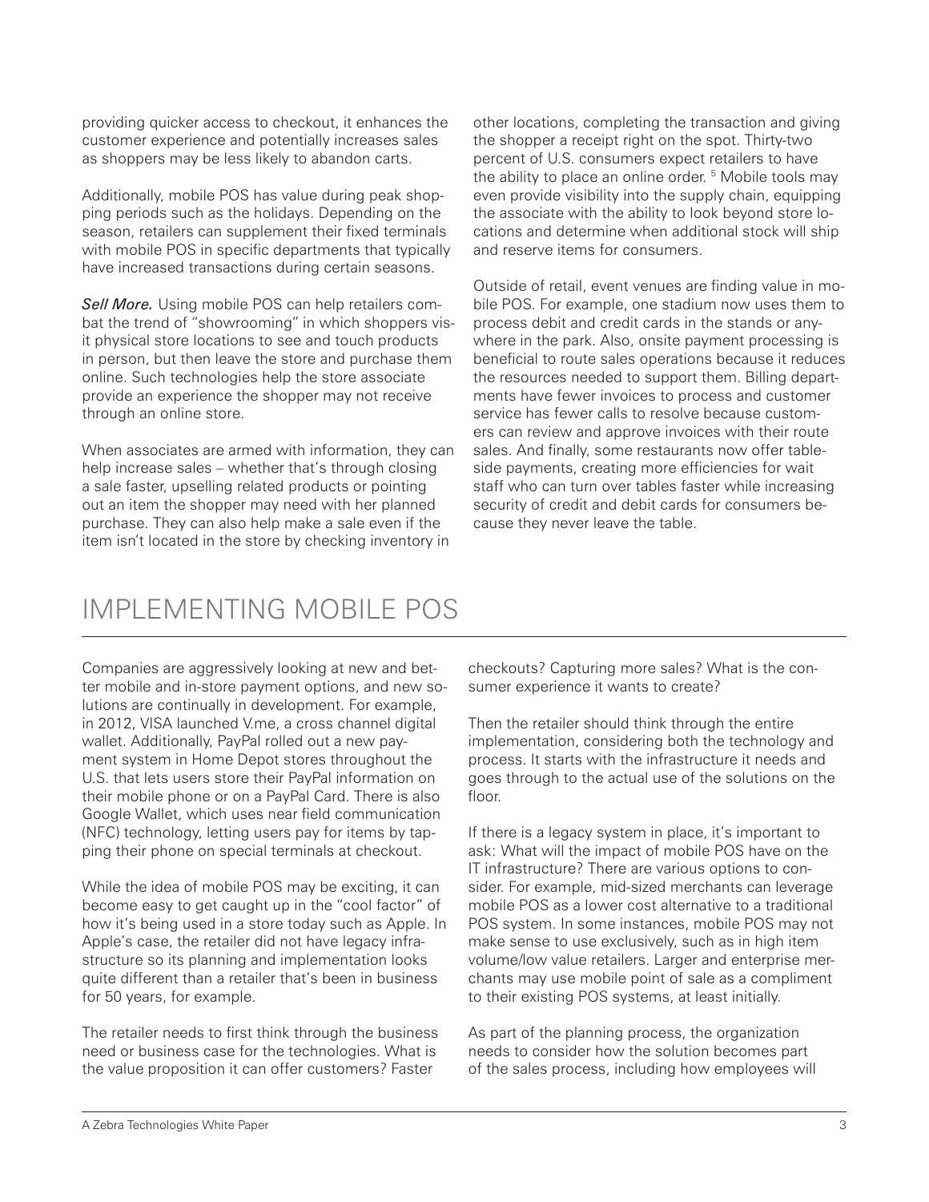providing quicker access to checkout, it enhances the customer experience and potentially increases sales as shoppers may be less likely to abandon carts.

Additionally, mobile POS has value during peak shopping periods such as the holidays. Depending on the season, retailers can supplement their fixed terminals with mobile POS in specific departments that typically have increased transactions during certain seasons.

***Sell More.*** Using mobile POS can help retailers combat the trend of "showrooming" in which shoppers visit physical store locations to see and touch products in person, but then leave the store and purchase them online. Such technologies help the store associate provide an experience the shopper may not receive through an online store.

When associates are armed with information, they can help increase sales – whether that's through closing a sale faster, upselling related products or pointing out an item the shopper may need with her planned purchase. They can also help make a sale even if the item isn't located in the store by checking inventory in other locations, completing the transaction and giving the shopper a receipt right on the spot. Thirty-two percent of U.S. consumers expect retailers to have the ability to place an online order. [5] Mobile tools may even provide visibility into the supply chain, equipping the associate with the ability to look beyond store locations and determine when additional stock will ship and reserve items for consumers.

Outside of retail, event venues are finding value in mobile POS. For example, one stadium now uses them to process debit and credit cards in the stands or anywhere in the park. Also, onsite payment processing is beneficial to route sales operations because it reduces the resources needed to support them. Billing departments have fewer invoices to process and customer service has fewer calls to resolve because customers can review and approve invoices with their route sales. And finally, some restaurants now offer tableside payments, creating more efficiencies for wait staff who can turn over tables faster while increasing security of credit and debit cards for consumers because they never leave the table.

# IMPLEMENTING MOBILE POS

Companies are aggressively looking at new and better mobile and in-store payment options, and new solutions are continually in development. For example, in 2012, VISA launched V.me, a cross channel digital wallet. Additionally, PayPal rolled out a new payment system in Home Depot stores throughout the U.S. that lets users store their PayPal information on their mobile phone or on a PayPal Card. There is also Google Wallet, which uses near field communication (NFC) technology, letting users pay for items by tapping their phone on special terminals at checkout.

While the idea of mobile POS may be exciting, it can become easy to get caught up in the "cool factor" of how it's being used in a store today such as Apple. In Apple's case, the retailer did not have legacy infrastructure so its planning and implementation looks quite different than a retailer that's been in business for 50 years, for example.

The retailer needs to first think through the business need or business case for the technologies. What is the value proposition it can offer customers? Faster checkouts? Capturing more sales? What is the consumer experience it wants to create?

Then the retailer should think through the entire implementation, considering both the technology and process. It starts with the infrastructure it needs and goes through to the actual use of the solutions on the floor.

If there is a legacy system in place, it's important to ask: What will the impact of mobile POS have on the IT infrastructure? There are various options to consider. For example, mid-sized merchants can leverage mobile POS as a lower cost alternative to a traditional POS system. In some instances, mobile POS may not make sense to use exclusively, such as in high item volume/low value retailers. Larger and enterprise merchants may use mobile point of sale as a compliment to their existing POS systems, at least initially.

As part of the planning process, the organization needs to consider how the solution becomes part of the sales process, including how employees will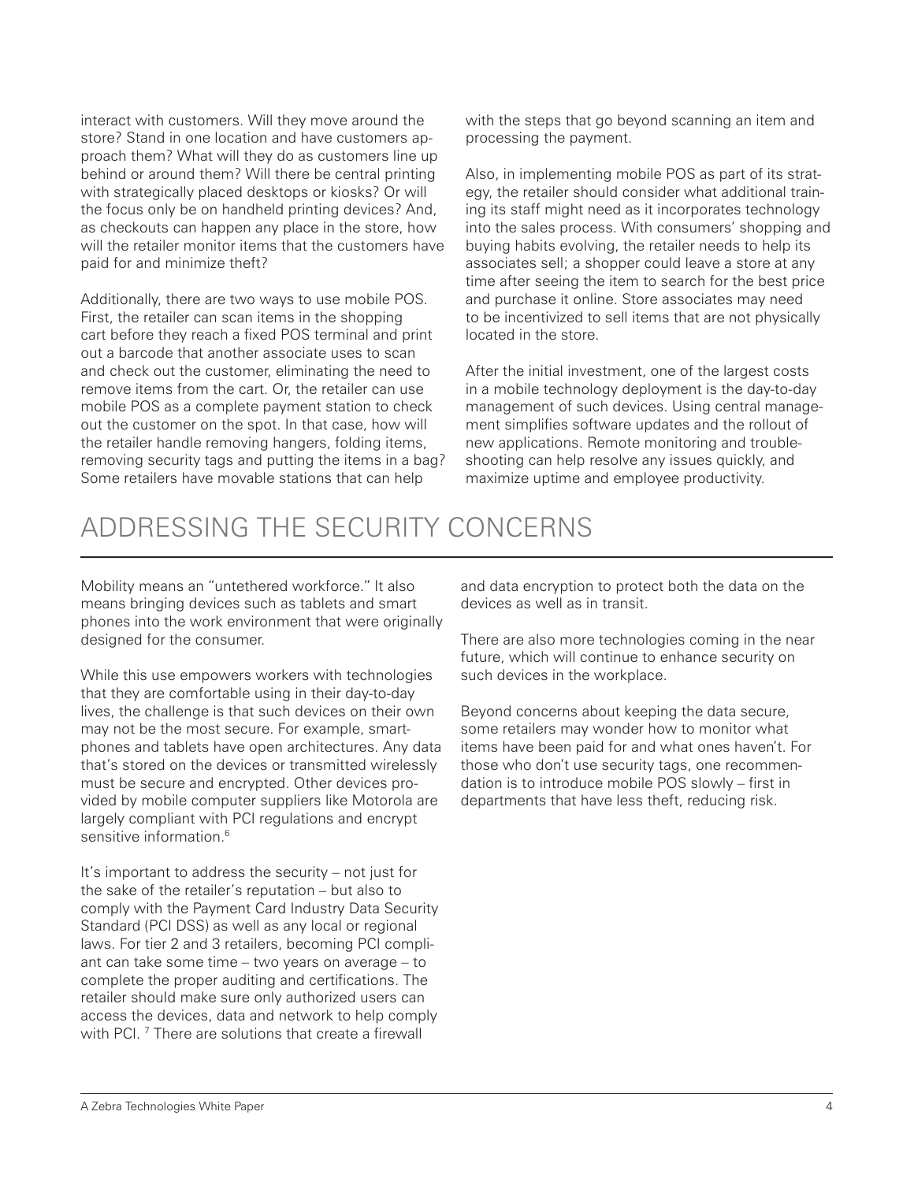interact with customers. Will they move around the store? Stand in one location and have customers approach them? What will they do as customers line up behind or around them? Will there be central printing with strategically placed desktops or kiosks? Or will the focus only be on handheld printing devices? And, as checkouts can happen any place in the store, how will the retailer monitor items that the customers have paid for and minimize theft?

Additionally, there are two ways to use mobile POS. First, the retailer can scan items in the shopping cart before they reach a fixed POS terminal and print out a barcode that another associate uses to scan and check out the customer, eliminating the need to remove items from the cart. Or, the retailer can use mobile POS as a complete payment station to check out the customer on the spot. In that case, how will the retailer handle removing hangers, folding items, removing security tags and putting the items in a bag? Some retailers have movable stations that can help with the steps that go beyond scanning an item and processing the payment.

Also, in implementing mobile POS as part of its strategy, the retailer should consider what additional training its staff might need as it incorporates technology into the sales process. With consumers' shopping and buying habits evolving, the retailer needs to help its associates sell; a shopper could leave a store at any time after seeing the item to search for the best price and purchase it online. Store associates may need to be incentivized to sell items that are not physically located in the store.

After the initial investment, one of the largest costs in a mobile technology deployment is the day-to-day management of such devices. Using central management simplifies software updates and the rollout of new applications. Remote monitoring and troubleshooting can help resolve any issues quickly, and maximize uptime and employee productivity.

## ADDRESSING THE SECURITY CONCERNS

Mobility means an "untethered workforce." It also means bringing devices such as tablets and smart phones into the work environment that were originally designed for the consumer.

While this use empowers workers with technologies that they are comfortable using in their day-to-day lives, the challenge is that such devices on their own may not be the most secure. For example, smartphones and tablets have open architectures. Any data that's stored on the devices or transmitted wirelessly must be secure and encrypted. Other devices provided by mobile computer suppliers like Motorola are largely compliant with PCI regulations and encrypt sensitive information.[6]

It's important to address the security – not just for the sake of the retailer's reputation – but also to comply with the Payment Card Industry Data Security Standard (PCI DSS) as well as any local or regional laws. For tier 2 and 3 retailers, becoming PCI compliant can take some time – two years on average – to complete the proper auditing and certifications. The retailer should make sure only authorized users can access the devices, data and network to help comply with PCI.[7] There are solutions that create a firewall and data encryption to protect both the data on the devices as well as in transit.

There are also more technologies coming in the near future, which will continue to enhance security on such devices in the workplace.

Beyond concerns about keeping the data secure, some retailers may wonder how to monitor what items have been paid for and what ones haven't. For those who don't use security tags, one recommendation is to introduce mobile POS slowly – first in departments that have less theft, reducing risk.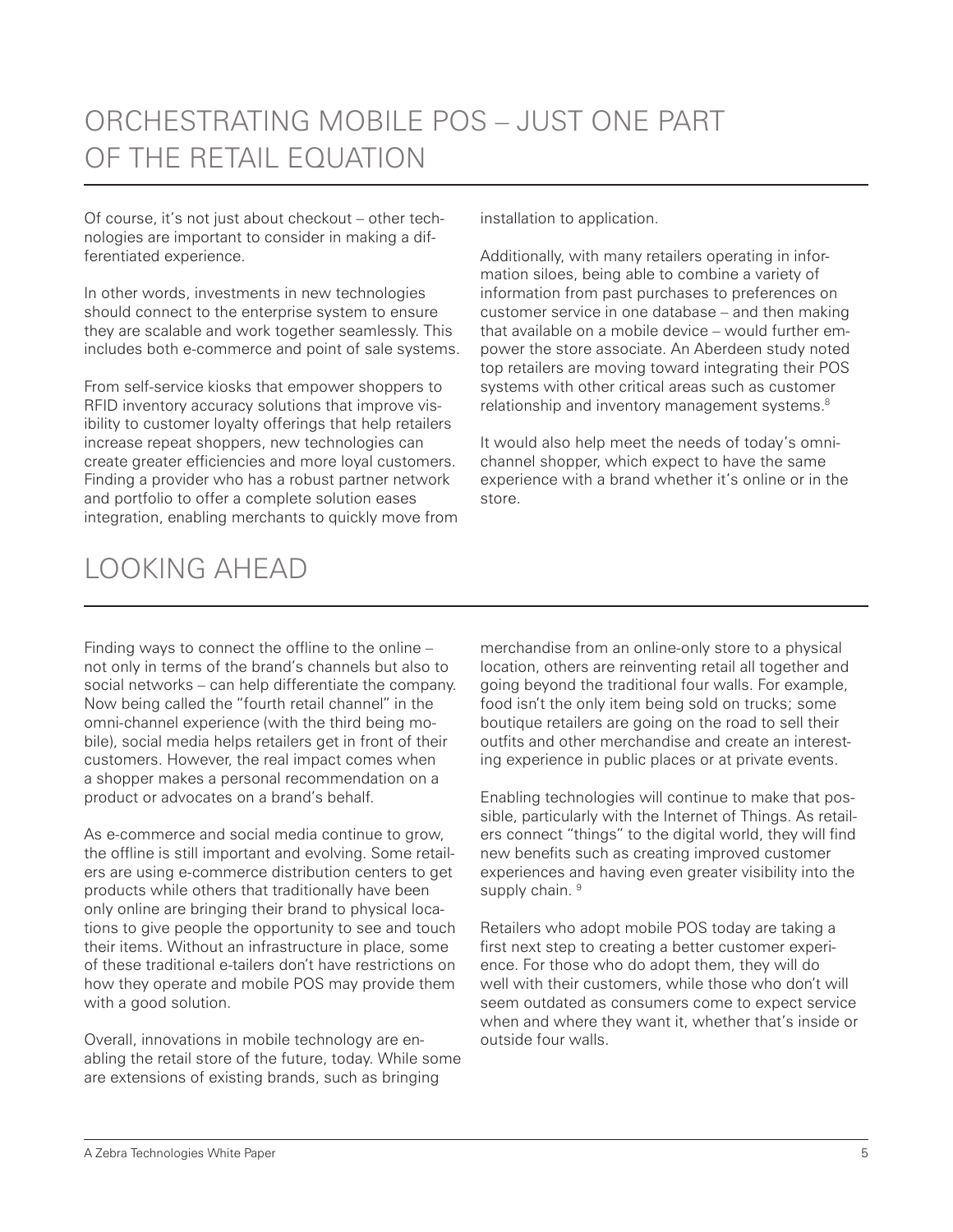## ORCHESTRATING MOBILE POS – JUST ONE PART OF THE RETAIL EQUATION

Of course, it's not just about checkout – other technologies are important to consider in making a differentiated experience.

In other words, investments in new technologies should connect to the enterprise system to ensure they are scalable and work together seamlessly. This includes both e-commerce and point of sale systems.

From self-service kiosks that empower shoppers to RFID inventory accuracy solutions that improve visibility to customer loyalty offerings that help retailers increase repeat shoppers, new technologies can create greater efficiencies and more loyal customers. Finding a provider who has a robust partner network and portfolio to offer a complete solution eases integration, enabling merchants to quickly move from installation to application.

Additionally, with many retailers operating in information siloes, being able to combine a variety of information from past purchases to preferences on customer service in one database – and then making that available on a mobile device – would further empower the store associate. An Aberdeen study noted top retailers are moving toward integrating their POS systems with other critical areas such as customer relationship and inventory management systems.[8]

It would also help meet the needs of today's omni-channel shopper, which expect to have the same experience with a brand whether it's online or in the store.

## LOOKING AHEAD

Finding ways to connect the offline to the online – not only in terms of the brand's channels but also to social networks – can help differentiate the company. Now being called the "fourth retail channel" in the omni-channel experience (with the third being mobile), social media helps retailers get in front of their customers. However, the real impact comes when a shopper makes a personal recommendation on a product or advocates on a brand's behalf.

As e-commerce and social media continue to grow, the offline is still important and evolving. Some retailers are using e-commerce distribution centers to get products while others that traditionally have been only online are bringing their brand to physical locations to give people the opportunity to see and touch their items. Without an infrastructure in place, some of these traditional e-tailers don't have restrictions on how they operate and mobile POS may provide them with a good solution.

Overall, innovations in mobile technology are enabling the retail store of the future, today. While some are extensions of existing brands, such as bringing merchandise from an online-only store to a physical location, others are reinventing retail all together and going beyond the traditional four walls. For example, food isn't the only item being sold on trucks; some boutique retailers are going on the road to sell their outfits and other merchandise and create an interesting experience in public places or at private events.

Enabling technologies will continue to make that possible, particularly with the Internet of Things. As retailers connect "things" to the digital world, they will find new benefits such as creating improved customer experiences and having even greater visibility into the supply chain. [9]

Retailers who adopt mobile POS today are taking a first next step to creating a better customer experience. For those who do adopt them, they will do well with their customers, while those who don't will seem outdated as consumers come to expect service when and where they want it, whether that's inside or outside four walls.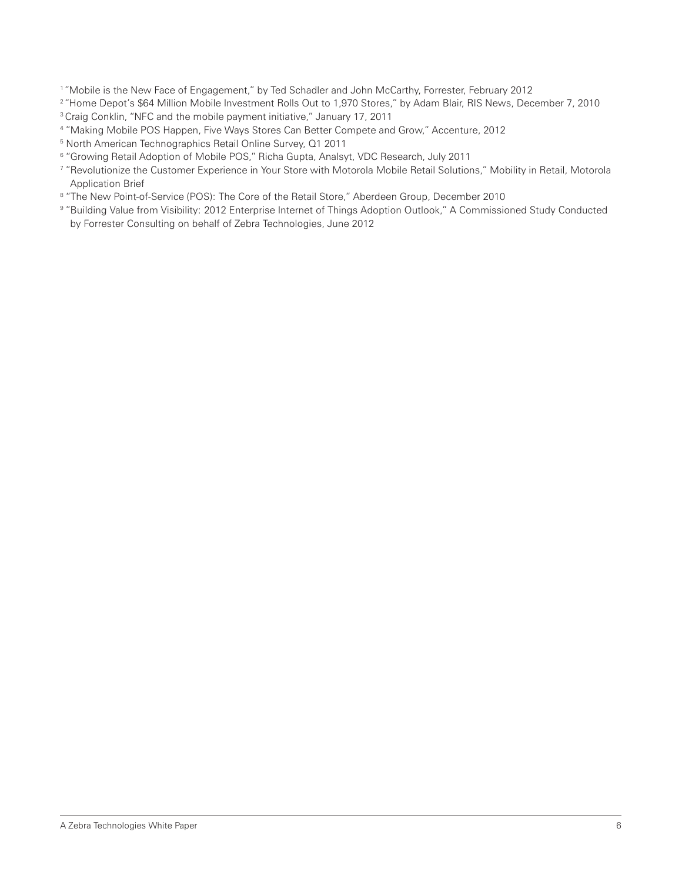[1] "Mobile is the New Face of Engagement," by Ted Schadler and John McCarthy, Forrester, February 2012

[2] "Home Depot's $64 Million Mobile Investment Rolls Out to 1,970 Stores," by Adam Blair, RIS News, December 7, 2010

[3] Craig Conklin, "NFC and the mobile payment initiative," January 17, 2011

[4] "Making Mobile POS Happen, Five Ways Stores Can Better Compete and Grow," Accenture, 2012

[5] North American Technographics Retail Online Survey, Q1 2011

[6] "Growing Retail Adoption of Mobile POS," Richa Gupta, Analsyt, VDC Research, July 2011

[7] "Revolutionize the Customer Experience in Your Store with Motorola Mobile Retail Solutions," Mobility in Retail, Motorola Application Brief

[8] "The New Point-of-Service (POS): The Core of the Retail Store," Aberdeen Group, December 2010

[9] "Building Value from Visibility: 2012 Enterprise Internet of Things Adoption Outlook," A Commissioned Study Conducted by Forrester Consulting on behalf of Zebra Technologies, June 2012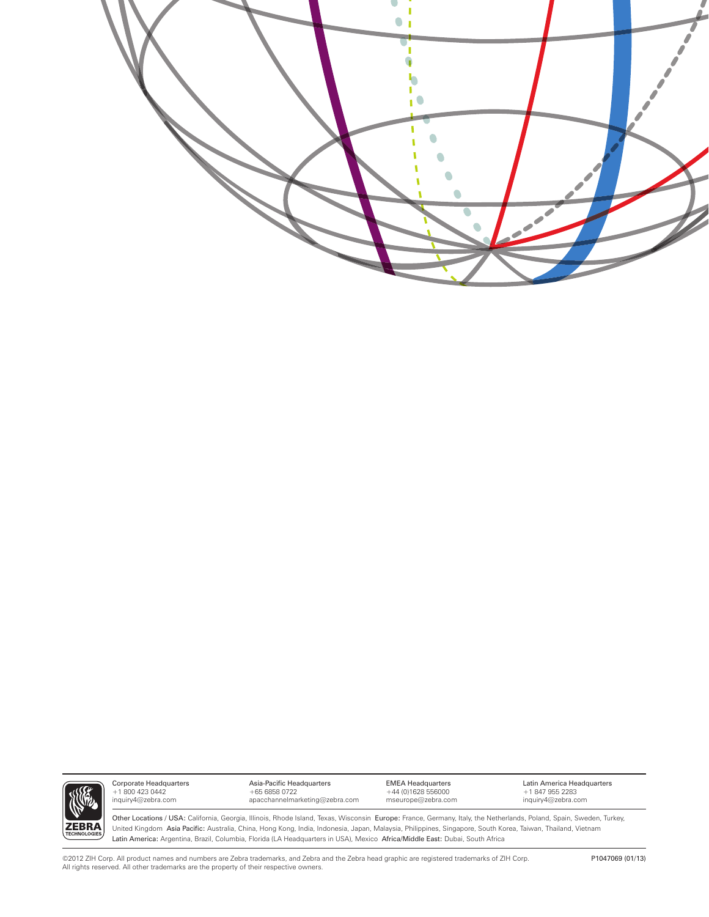Corporate Headquarters
+1 800 423 0442
inquiry4@zebra.com

Asia-Pacific Headquarters
+65 6858 0722
apacchannelmarketing@zebra.com

EMEA Headquarters
+44 (0)1628 556000
mseurope@zebra.com

Latin America Headquarters
+1 847 955 2283
inquiry4@zebra.com

Other Locations / USA: California, Georgia, Illinois, Rhode Island, Texas, Wisconsin Europe: France, Germany, Italy, the Netherlands, Poland, Spain, Sweden, Turkey, United Kingdom Asia Pacific: Australia, China, Hong Kong, India, Indonesia, Japan, Malaysia, Philippines, Singapore, South Korea, Taiwan, Thailand, Vietnam Latin America: Argentina, Brazil, Columbia, Florida (LA Headquarters in USA), Mexico Africa/Middle East: Dubai, South Africa

©2012 ZIH Corp. All product names and numbers are Zebra trademarks, and Zebra and the Zebra head graphic are registered trademarks of ZIH Corp. All rights reserved. All other trademarks are the property of their respective owners.

P1047069 (01/13)